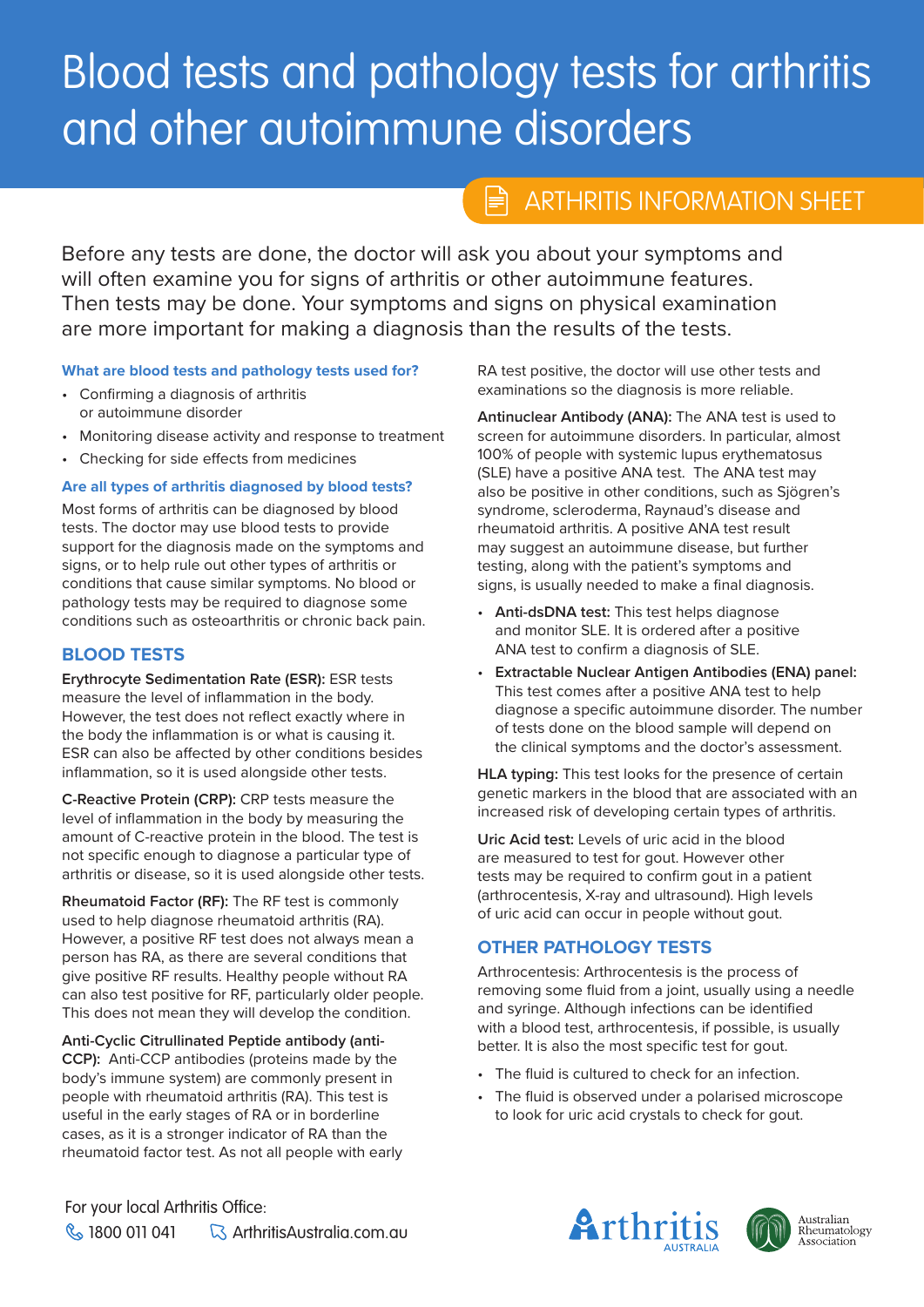# Blood tests and pathology tests for arthritis and other autoimmune disorders

ARTHRITIS INFORMATION SHEET

Before any tests are done, the doctor will ask you about your symptoms and will often examine you for signs of arthritis or other autoimmune features. Then tests may be done. Your symptoms and signs on physical examination are more important for making a diagnosis than the results of the tests.

### What are blood tests and pathology tests used for?

- Confirming a diagnosis of arthritis or autoimmune disorder
- Monitoring disease activity and response to treatment
- Checking for side effects from medicines

### Are all types of arthritis diagnosed by blood tests?

Most forms of arthritis can be diagnosed by blood tests. The doctor may use blood tests to provide support for the diagnosis made on the symptoms and signs, or to help rule out other types of arthritis or conditions that cause similar symptoms. No blood or pathology tests may be required to diagnose some conditions such as osteoarthritis or chronic back pain.

## BLOOD TESTS

**Erythrocyte Sedimentation Rate (ESR):** ESR tests measure the level of inflammation in the body. However, the test does not reflect exactly where in the body the inflammation is or what is causing it. ESR can also be affected by other conditions besides inflammation, so it is used alongside other tests.

**C-Reactive Protein (CRP):** CRP tests measure the level of inflammation in the body by measuring the amount of C-reactive protein in the blood. The test is not specific enough to diagnose a particular type of arthritis or disease, so it is used alongside other tests.

**Rheumatoid Factor (RF):** The RF test is commonly used to help diagnose rheumatoid arthritis (RA). However, a positive RF test does not always mean a person has RA, as there are several conditions that give positive RF results. Healthy people without RA can also test positive for RF, particularly older people. This does not mean they will develop the condition.

**Anti-Cyclic Citrullinated Peptide antibody (anti-CCP):** Anti-CCP antibodies (proteins made by the body's immune system) are commonly present in people with rheumatoid arthritis (RA). This test is useful in the early stages of RA or in borderline cases, as it is a stronger indicator of RA than the rheumatoid factor test. As not all people with early RA test positive, the doctor will use other tests and examinations so the diagnosis is more reliable.

**Antinuclear Antibody (ANA):** The ANA test is used to screen for autoimmune disorders. In particular, almost 100% of people with systemic lupus erythematosus (SLE) have a positive ANA test. The ANA test may also be positive in other conditions, such as Sjögren's syndrome, scleroderma, Raynaud's disease and rheumatoid arthritis. A positive ANA test result may suggest an autoimmune disease, but further testing, along with the patient's symptoms and signs, is usually needed to make a final diagnosis.

- **Anti-dsDNA test:** This test helps diagnose and monitor SLE. It is ordered after a positive ANA test to confirm a diagnosis of SLE.
- **Extractable Nuclear Antigen Antibodies (ENA) panel:** This test comes after a positive ANA test to help diagnose a specific autoimmune disorder. The number of tests done on the blood sample will depend on the clinical symptoms and the doctor's assessment.

**HLA typing:** This test looks for the presence of certain genetic markers in the blood that are associated with an increased risk of developing certain types of arthritis.

**Uric Acid test:** Levels of uric acid in the blood are measured to test for gout. However other tests may be required to confirm gout in a patient (arthrocentesis, X-ray and ultrasound). High levels of uric acid can occur in people without gout.

## OTHER PATHOLOGY TESTS

Arthrocentesis: Arthrocentesis is the process of removing some fluid from a joint, usually using a needle and syringe. Although infections can be identified with a blood test, arthrocentesis, if possible, is usually better. It is also the most specific test for gout.

- The fluid is cultured to check for an infection.
- The fluid is observed under a polarised microscope to look for uric acid crystals to check for gout.

For your local Arthritis Office:
1800 011 041 ArthritisAustralia.com.au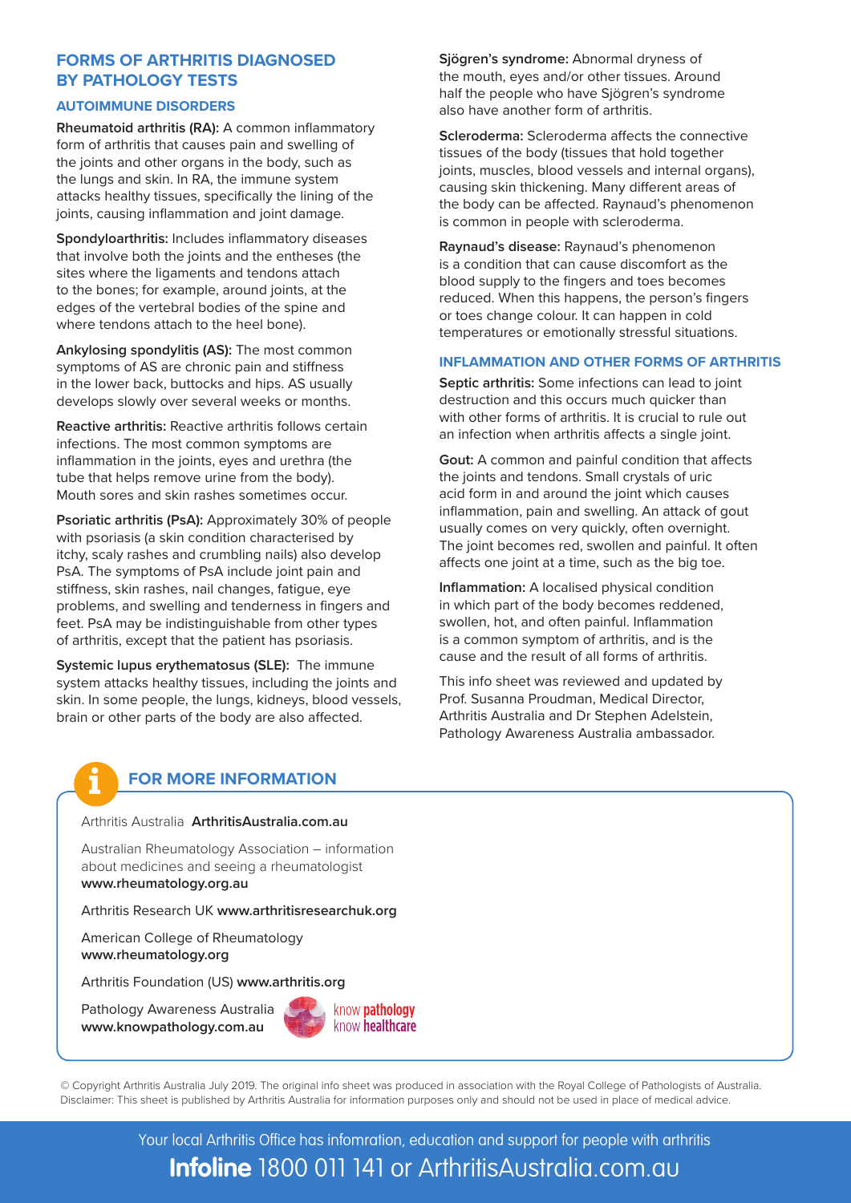## FORMS OF ARTHRITIS DIAGNOSED BY PATHOLOGY TESTS

### AUTOIMMUNE DISORDERS

**Rheumatoid arthritis (RA):** A common inflammatory form of arthritis that causes pain and swelling of the joints and other organs in the body, such as the lungs and skin. In RA, the immune system attacks healthy tissues, specifically the lining of the joints, causing inflammation and joint damage.

**Spondyloarthritis:** Includes inflammatory diseases that involve both the joints and the entheses (the sites where the ligaments and tendons attach to the bones; for example, around joints, at the edges of the vertebral bodies of the spine and where tendons attach to the heel bone).

**Ankylosing spondylitis (AS):** The most common symptoms of AS are chronic pain and stiffness in the lower back, buttocks and hips. AS usually develops slowly over several weeks or months.

**Reactive arthritis:** Reactive arthritis follows certain infections. The most common symptoms are inflammation in the joints, eyes and urethra (the tube that helps remove urine from the body). Mouth sores and skin rashes sometimes occur.

**Psoriatic arthritis (PsA):** Approximately 30% of people with psoriasis (a skin condition characterised by itchy, scaly rashes and crumbling nails) also develop PsA. The symptoms of PsA include joint pain and stiffness, skin rashes, nail changes, fatigue, eye problems, and swelling and tenderness in fingers and feet. PsA may be indistinguishable from other types of arthritis, except that the patient has psoriasis.

**Systemic lupus erythematosus (SLE):** The immune system attacks healthy tissues, including the joints and skin. In some people, the lungs, kidneys, blood vessels, brain or other parts of the body are also affected.

**Sjögren's syndrome:** Abnormal dryness of the mouth, eyes and/or other tissues. Around half the people who have Sjögren's syndrome also have another form of arthritis.

**Scleroderma:** Scleroderma affects the connective tissues of the body (tissues that hold together joints, muscles, blood vessels and internal organs), causing skin thickening. Many different areas of the body can be affected. Raynaud's phenomenon is common in people with scleroderma.

**Raynaud's disease:** Raynaud's phenomenon is a condition that can cause discomfort as the blood supply to the fingers and toes becomes reduced. When this happens, the person's fingers or toes change colour. It can happen in cold temperatures or emotionally stressful situations.

### INFLAMMATION AND OTHER FORMS OF ARTHRITIS

**Septic arthritis:** Some infections can lead to joint destruction and this occurs much quicker than with other forms of arthritis. It is crucial to rule out an infection when arthritis affects a single joint.

**Gout:** A common and painful condition that affects the joints and tendons. Small crystals of uric acid form in and around the joint which causes inflammation, pain and swelling. An attack of gout usually comes on very quickly, often overnight. The joint becomes red, swollen and painful. It often affects one joint at a time, such as the big toe.

**Inflammation:** A localised physical condition in which part of the body becomes reddened, swollen, hot, and often painful. Inflammation is a common symptom of arthritis, and is the cause and the result of all forms of arthritis.

This info sheet was reviewed and updated by Prof. Susanna Proudman, Medical Director, Arthritis Australia and Dr Stephen Adelstein, Pathology Awareness Australia ambassador.

## FOR MORE INFORMATION

Arthritis Australia **ArthritisAustralia.com.au**

Australian Rheumatology Association – information about medicines and seeing a rheumatologist
**www.rheumatology.org.au**

Arthritis Research UK **www.arthritisresearchuk.org**

American College of Rheumatology
**www.rheumatology.org**

Arthritis Foundation (US) **www.arthritis.org**

Pathology Awareness Australia
**www.knowpathology.com.au**

know **pathology**
know **healthcare**

© Copyright Arthritis Australia July 2019. The original info sheet was produced in association with the Royal College of Pathologists of Australia.
Disclaimer: This sheet is published by Arthritis Australia for information purposes only and should not be used in place of medical advice.

Your local Arthritis Office has infomration, education and support for people with arthritis

**Infoline** 1800 011 141 or ArthritisAustralia.com.au